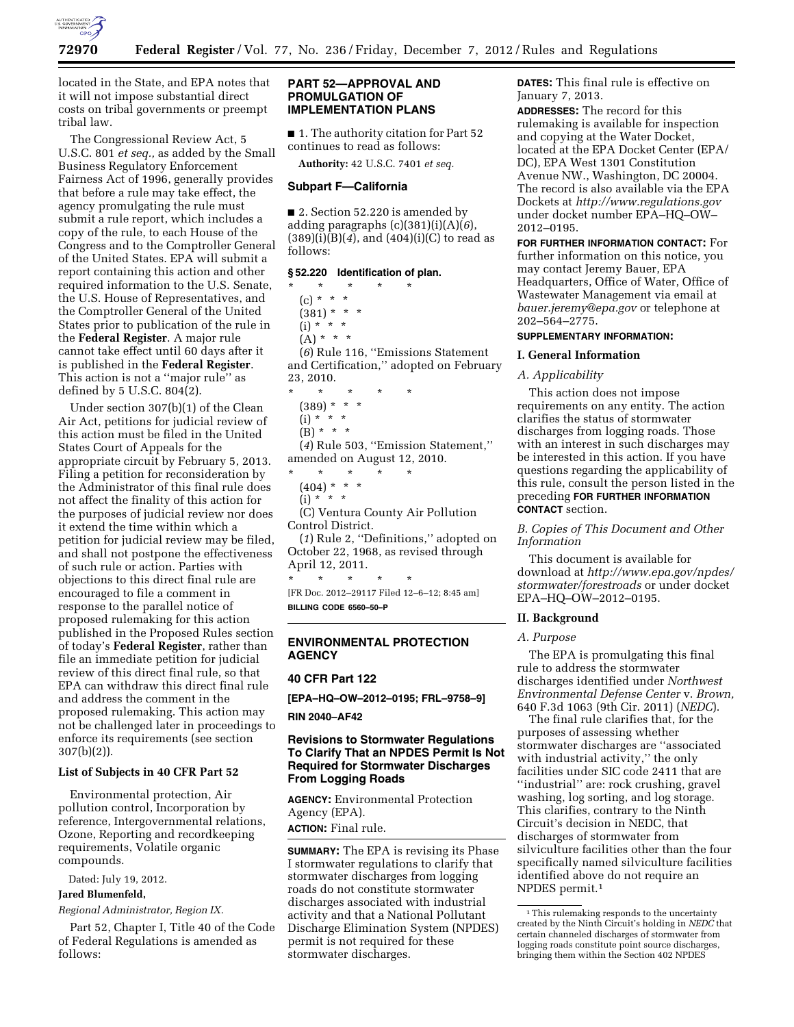located in the State, and EPA notes that it will not impose substantial direct costs on tribal governments or preempt tribal law.

The Congressional Review Act, 5 U.S.C. 801 *et seq.,* as added by the Small Business Regulatory Enforcement Fairness Act of 1996, generally provides that before a rule may take effect, the agency promulgating the rule must submit a rule report, which includes a copy of the rule, to each House of the Congress and to the Comptroller General of the United States. EPA will submit a report containing this action and other required information to the U.S. Senate, the U.S. House of Representatives, and the Comptroller General of the United States prior to publication of the rule in the **Federal Register**. A major rule cannot take effect until 60 days after it is published in the **Federal Register**. This action is not a ''major rule'' as defined by 5 U.S.C. 804(2).

Under section 307(b)(1) of the Clean Air Act, petitions for judicial review of this action must be filed in the United States Court of Appeals for the appropriate circuit by February 5, 2013. Filing a petition for reconsideration by the Administrator of this final rule does not affect the finality of this action for the purposes of judicial review nor does it extend the time within which a petition for judicial review may be filed, and shall not postpone the effectiveness of such rule or action. Parties with objections to this direct final rule are encouraged to file a comment in response to the parallel notice of proposed rulemaking for this action published in the Proposed Rules section of today's **Federal Register**, rather than file an immediate petition for judicial review of this direct final rule, so that EPA can withdraw this direct final rule and address the comment in the proposed rulemaking. This action may not be challenged later in proceedings to enforce its requirements (see section 307(b)(2)).

### List of Subjects in 40 CFR Part 52

Environmental protection, Air pollution control, Incorporation by reference, Intergovernmental relations, Ozone, Reporting and recordkeeping requirements, Volatile organic compounds.

Dated: July 19, 2012.

**Jared Blumenfeld,**

*Regional Administrator, Region IX.*

Part 52, Chapter I, Title 40 of the Code of Federal Regulations is amended as follows:

## PART 52—APPROVAL AND PROMULGATION OF IMPLEMENTATION PLANS

■ 1. The authority citation for Part 52 continues to read as follows:

**Authority:** 42 U.S.C. 7401 *et seq.*

### Subpart F—California

■ 2. Section 52.220 is amended by adding paragraphs (c)(381)(i)(A)(*6*), (389)(i)(B)(*4*), and (404)(i)(C) to read as follows:

### § 52.220 Identification of plan.

\* \* \* \* \*

(c) \* \* \*

(381) \* \* \*

(i) \* \* \*

(A) \* \* \*

(*6*) Rule 116, ''Emissions Statement and Certification,'' adopted on February 23, 2010.

\* \* \* \* \*

(389) \* \* \*

(i) \* \* \*

(B) \* \* \*

(*4*) Rule 503, ''Emission Statement,'' amended on August 12, 2010.

\* \* \* \* \*

(404) \* \* \*

(i) \* \* \*

(C) Ventura County Air Pollution Control District.

(*1*) Rule 2, ''Definitions,'' adopted on October 22, 1968, as revised through April 12, 2011.

\* \* \* \* \*

[FR Doc. 2012–29117 Filed 12–6–12; 8:45 am]

**BILLING CODE 6560–50–P**

## ENVIRONMENTAL PROTECTION AGENCY

### 40 CFR Part 122

**[EPA–HQ–OW–2012–0195; FRL–9758–9]**

**RIN 2040–AF42**

## Revisions to Stormwater Regulations To Clarify That an NPDES Permit Is Not Required for Stormwater Discharges From Logging Roads

**AGENCY:** Environmental Protection Agency (EPA).

**ACTION:** Final rule.

**SUMMARY:** The EPA is revising its Phase I stormwater regulations to clarify that stormwater discharges from logging roads do not constitute stormwater discharges associated with industrial activity and that a National Pollutant Discharge Elimination System (NPDES) permit is not required for these stormwater discharges.

**DATES:** This final rule is effective on January 7, 2013.

**ADDRESSES:** The record for this rulemaking is available for inspection and copying at the Water Docket, located at the EPA Docket Center (EPA/DC), EPA West 1301 Constitution Avenue NW., Washington, DC 20004. The record is also available via the EPA Dockets at *http://www.regulations.gov* under docket number EPA–HQ–OW–2012–0195.

**FOR FURTHER INFORMATION CONTACT:** For further information on this notice, you may contact Jeremy Bauer, EPA Headquarters, Office of Water, Office of Wastewater Management via email at *bauer.jeremy@epa.gov* or telephone at 202–564–2775.

**SUPPLEMENTARY INFORMATION:**

### I. General Information

#### *A. Applicability*

This action does not impose requirements on any entity. The action clarifies the status of stormwater discharges from logging roads. Those with an interest in such discharges may be interested in this action. If you have questions regarding the applicability of this rule, consult the person listed in the preceding **FOR FURTHER INFORMATION CONTACT** section.

#### *B. Copies of This Document and Other Information*

This document is available for download at *http://www.epa.gov/npdes/stormwater/forestroads* or under docket EPA–HQ–OW–2012–0195.

### II. Background

#### *A. Purpose*

The EPA is promulgating this final rule to address the stormwater discharges identified under *Northwest Environmental Defense Center* v. *Brown,* 640 F.3d 1063 (9th Cir. 2011) (*NEDC*).

The final rule clarifies that, for the purposes of assessing whether stormwater discharges are ''associated with industrial activity,'' the only facilities under SIC code 2411 that are ''industrial'' are: rock crushing, gravel washing, log sorting, and log storage. This clarifies, contrary to the Ninth Circuit's decision in NEDC, that discharges of stormwater from silviculture facilities other than the four specifically named silviculture facilities identified above do not require an NPDES permit.[1]

[1] This rulemaking responds to the uncertainty created by the Ninth Circuit's holding in *NEDC* that certain channeled discharges of stormwater from logging roads constitute point source discharges, bringing them within the Section 402 NPDES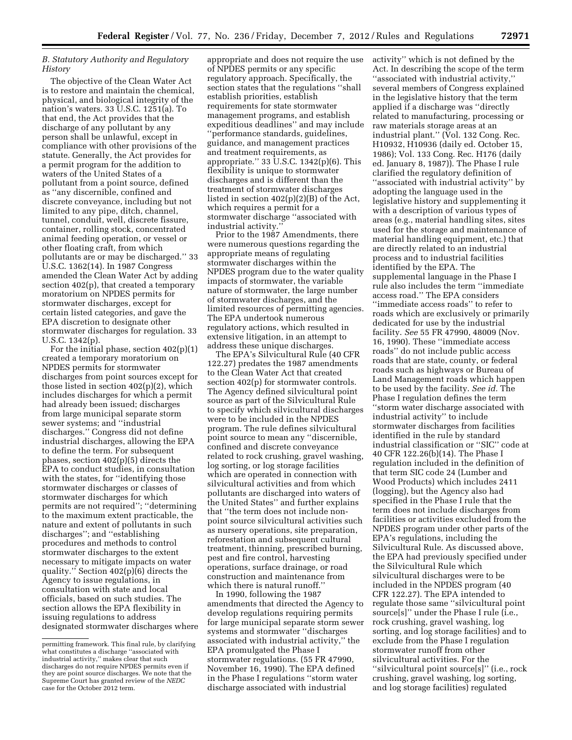### B. Statutory Authority and Regulatory History

The objective of the Clean Water Act is to restore and maintain the chemical, physical, and biological integrity of the nation's waters. 33 U.S.C. 1251(a). To that end, the Act provides that the discharge of any pollutant by any person shall be unlawful, except in compliance with other provisions of the statute. Generally, the Act provides for a permit program for the addition to waters of the United States of a pollutant from a point source, defined as ''any discernible, confined and discrete conveyance, including but not limited to any pipe, ditch, channel, tunnel, conduit, well, discrete fissure, container, rolling stock, concentrated animal feeding operation, or vessel or other floating craft, from which pollutants are or may be discharged.'' 33 U.S.C. 1362(14). In 1987 Congress amended the Clean Water Act by adding section 402(p), that created a temporary moratorium on NPDES permits for stormwater discharges, except for certain listed categories, and gave the EPA discretion to designate other stormwater discharges for regulation. 33 U.S.C. 1342(p).

For the initial phase, section 402(p)(1) created a temporary moratorium on NPDES permits for stormwater discharges from point sources except for those listed in section 402(p)(2), which includes discharges for which a permit had already been issued; discharges from large municipal separate storm sewer systems; and ''industrial discharges.'' Congress did not define industrial discharges, allowing the EPA to define the term. For subsequent phases, section 402(p)(5) directs the EPA to conduct studies, in consultation with the states, for ''identifying those stormwater discharges or classes of stormwater discharges for which permits are not required''; ''determining to the maximum extent practicable, the nature and extent of pollutants in such discharges''; and ''establishing procedures and methods to control stormwater discharges to the extent necessary to mitigate impacts on water quality.'' Section 402(p)(6) directs the Agency to issue regulations, in consultation with state and local officials, based on such studies. The section allows the EPA flexibility in issuing regulations to address designated stormwater discharges where appropriate and does not require the use of NPDES permits or any specific regulatory approach. Specifically, the section states that the regulations ''shall establish priorities, establish requirements for state stormwater management programs, and establish expeditious deadlines'' and may include ''performance standards, guidelines, guidance, and management practices and treatment requirements, as appropriate.'' 33 U.S.C. 1342(p)(6). This flexibility is unique to stormwater discharges and is different than the treatment of stormwater discharges listed in section 402(p)(2)(B) of the Act, which requires a permit for a stormwater discharge ''associated with industrial activity.''

Prior to the 1987 Amendments, there were numerous questions regarding the appropriate means of regulating stormwater discharges within the NPDES program due to the water quality impacts of stormwater, the variable nature of stormwater, the large number of stormwater discharges, and the limited resources of permitting agencies. The EPA undertook numerous regulatory actions, which resulted in extensive litigation, in an attempt to address these unique discharges.

The EPA's Silvicultural Rule (40 CFR 122.27) predates the 1987 amendments to the Clean Water Act that created section 402(p) for stormwater controls. The Agency defined silvicultural point source as part of the Silvicultural Rule to specify which silvicultural discharges were to be included in the NPDES program. The rule defines silvicultural point source to mean any ''discernible, confined and discrete conveyance related to rock crushing, gravel washing, log sorting, or log storage facilities which are operated in connection with silvicultural activities and from which pollutants are discharged into waters of the United States'' and further explains that ''the term does not include non-point source silvicultural activities such as nursery operations, site preparation, reforestation and subsequent cultural treatment, thinning, prescribed burning, pest and fire control, harvesting operations, surface drainage, or road construction and maintenance from which there is natural runoff.''

In 1990, following the 1987 amendments that directed the Agency to develop regulations requiring permits for large municipal separate storm sewer systems and stormwater ''discharges associated with industrial activity,'' the EPA promulgated the Phase I stormwater regulations. (55 FR 47990, November 16, 1990). The EPA defined in the Phase I regulations ''storm water discharge associated with industrial activity'' which is not defined by the Act. In describing the scope of the term ''associated with industrial activity,'' several members of Congress explained in the legislative history that the term applied if a discharge was ''directly related to manufacturing, processing or raw materials storage areas at an industrial plant.'' (Vol. 132 Cong. Rec. H10932, H10936 (daily ed. October 15, 1986); Vol. 133 Cong. Rec. H176 (daily ed. January 8, 1987)). The Phase I rule clarified the regulatory definition of ''associated with industrial activity'' by adopting the language used in the legislative history and supplementing it with a description of various types of areas (e.g., material handling sites, sites used for the storage and maintenance of material handling equipment, etc.) that are directly related to an industrial process and to industrial facilities identified by the EPA. The supplemental language in the Phase I rule also includes the term ''immediate access road.'' The EPA considers ''immediate access roads'' to refer to roads which are exclusively or primarily dedicated for use by the industrial facility. *See* 55 FR 47990, 48009 (Nov. 16, 1990). These ''immediate access roads'' do not include public access roads that are state, county, or federal roads such as highways or Bureau of Land Management roads which happen to be used by the facility. *See id.* The Phase I regulation defines the term ''storm water discharge associated with industrial activity'' to include stormwater discharges from facilities identified in the rule by standard industrial classification or ''SIC'' code at 40 CFR 122.26(b)(14). The Phase I regulation included in the definition of that term SIC code 24 (Lumber and Wood Products) which includes 2411 (logging), but the Agency also had specified in the Phase I rule that the term does not include discharges from facilities or activities excluded from the NPDES program under other parts of the EPA's regulations, including the Silvicultural Rule. As discussed above, the EPA had previously specified under the Silvicultural Rule which silvicultural discharges were to be included in the NPDES program (40 CFR 122.27). The EPA intended to regulate those same ''silvicultural point source[s]'' under the Phase I rule (i.e., rock crushing, gravel washing, log sorting, and log storage facilities) and to exclude from the Phase I regulation stormwater runoff from other silvicultural activities. For the ''silvicultural point source[s]'' (i.e., rock crushing, gravel washing, log sorting, and log storage facilities) regulated

permitting framework. This final rule, by clarifying what constitutes a discharge ''associated with industrial activity,'' makes clear that such discharges do not require NPDES permits even if they are point source discharges. We note that the Supreme Court has granted review of the *NEDC* case for the October 2012 term.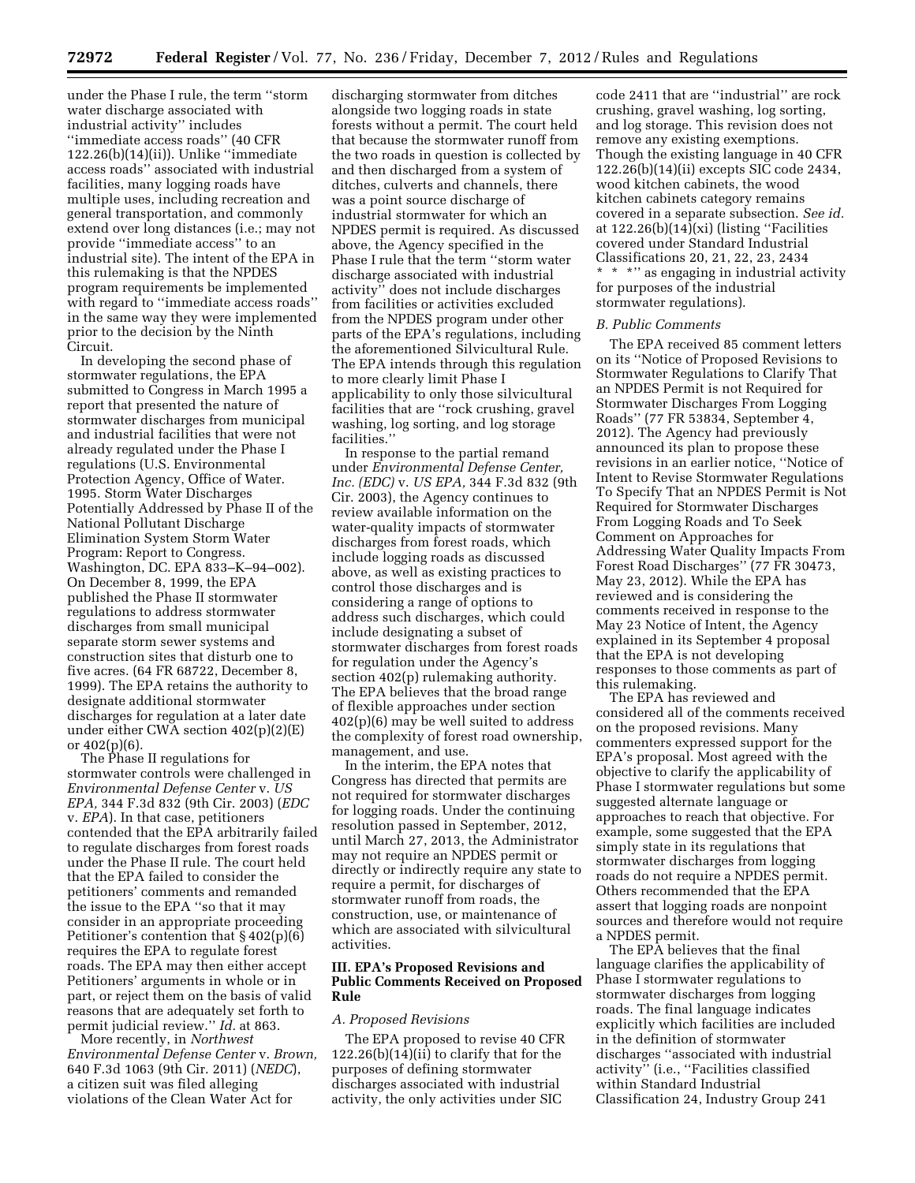under the Phase I rule, the term ''storm water discharge associated with industrial activity'' includes ''immediate access roads'' (40 CFR 122.26(b)(14)(ii)). Unlike ''immediate access roads'' associated with industrial facilities, many logging roads have multiple uses, including recreation and general transportation, and commonly extend over long distances (i.e.; may not provide ''immediate access'' to an industrial site). The intent of the EPA in this rulemaking is that the NPDES program requirements be implemented with regard to ''immediate access roads'' in the same way they were implemented prior to the decision by the Ninth Circuit.

In developing the second phase of stormwater regulations, the EPA submitted to Congress in March 1995 a report that presented the nature of stormwater discharges from municipal and industrial facilities that were not already regulated under the Phase I regulations (U.S. Environmental Protection Agency, Office of Water. 1995. Storm Water Discharges Potentially Addressed by Phase II of the National Pollutant Discharge Elimination System Storm Water Program: Report to Congress. Washington, DC. EPA 833–K–94–002). On December 8, 1999, the EPA published the Phase II stormwater regulations to address stormwater discharges from small municipal separate storm sewer systems and construction sites that disturb one to five acres. (64 FR 68722, December 8, 1999). The EPA retains the authority to designate additional stormwater discharges for regulation at a later date under either CWA section 402(p)(2)(E) or 402(p)(6).

The Phase II regulations for stormwater controls were challenged in *Environmental Defense Center* v. *US EPA,* 344 F.3d 832 (9th Cir. 2003) (*EDC* v. *EPA*). In that case, petitioners contended that the EPA arbitrarily failed to regulate discharges from forest roads under the Phase II rule. The court held that the EPA failed to consider the petitioners' comments and remanded the issue to the EPA ''so that it may consider in an appropriate proceeding Petitioner's contention that § 402(p)(6) requires the EPA to regulate forest roads. The EPA may then either accept Petitioners' arguments in whole or in part, or reject them on the basis of valid reasons that are adequately set forth to permit judicial review.'' *Id.* at 863.

More recently, in *Northwest Environmental Defense Center* v. *Brown,* 640 F.3d 1063 (9th Cir. 2011) (*NEDC*), a citizen suit was filed alleging violations of the Clean Water Act for discharging stormwater from ditches alongside two logging roads in state forests without a permit. The court held that because the stormwater runoff from the two roads in question is collected by and then discharged from a system of ditches, culverts and channels, there was a point source discharge of industrial stormwater for which an NPDES permit is required. As discussed above, the Agency specified in the Phase I rule that the term ''storm water discharge associated with industrial activity'' does not include discharges from facilities or activities excluded from the NPDES program under other parts of the EPA's regulations, including the aforementioned Silvicultural Rule. The EPA intends through this regulation to more clearly limit Phase I applicability to only those silvicultural facilities that are ''rock crushing, gravel washing, log sorting, and log storage facilities.''

In response to the partial remand under *Environmental Defense Center, Inc. (EDC)* v. *US EPA,* 344 F.3d 832 (9th Cir. 2003), the Agency continues to review available information on the water-quality impacts of stormwater discharges from forest roads, which include logging roads as discussed above, as well as existing practices to control those discharges and is considering a range of options to address such discharges, which could include designating a subset of stormwater discharges from forest roads for regulation under the Agency's section 402(p) rulemaking authority. The EPA believes that the broad range of flexible approaches under section 402(p)(6) may be well suited to address the complexity of forest road ownership, management, and use.

In the interim, the EPA notes that Congress has directed that permits are not required for stormwater discharges for logging roads. Under the continuing resolution passed in September, 2012, until March 27, 2013, the Administrator may not require an NPDES permit or directly or indirectly require any state to require a permit, for discharges of stormwater runoff from roads, the construction, use, or maintenance of which are associated with silvicultural activities.

## III. EPA's Proposed Revisions and Public Comments Received on Proposed Rule

### *A. Proposed Revisions*

The EPA proposed to revise 40 CFR 122.26(b)(14)(ii) to clarify that for the purposes of defining stormwater discharges associated with industrial activity, the only activities under SIC code 2411 that are ''industrial'' are rock crushing, gravel washing, log sorting, and log storage. This revision does not remove any existing exemptions. Though the existing language in 40 CFR 122.26(b)(14)(ii) excepts SIC code 2434, wood kitchen cabinets, the wood kitchen cabinets category remains covered in a separate subsection. *See id.* at 122.26(b)(14)(xi) (listing ''Facilities covered under Standard Industrial Classifications 20, 21, 22, 23, 2434 * * *'' as engaging in industrial activity for purposes of the industrial stormwater regulations).

### *B. Public Comments*

The EPA received 85 comment letters on its ''Notice of Proposed Revisions to Stormwater Regulations to Clarify That an NPDES Permit is not Required for Stormwater Discharges From Logging Roads'' (77 FR 53834, September 4, 2012). The Agency had previously announced its plan to propose these revisions in an earlier notice, ''Notice of Intent to Revise Stormwater Regulations To Specify That an NPDES Permit is Not Required for Stormwater Discharges From Logging Roads and To Seek Comment on Approaches for Addressing Water Quality Impacts From Forest Road Discharges'' (77 FR 30473, May 23, 2012). While the EPA has reviewed and is considering the comments received in response to the May 23 Notice of Intent, the Agency explained in its September 4 proposal that the EPA is not developing responses to those comments as part of this rulemaking.

The EPA has reviewed and considered all of the comments received on the proposed revisions. Many commenters expressed support for the EPA's proposal. Most agreed with the objective to clarify the applicability of Phase I stormwater regulations but some suggested alternate language or approaches to reach that objective. For example, some suggested that the EPA simply state in its regulations that stormwater discharges from logging roads do not require a NPDES permit. Others recommended that the EPA assert that logging roads are nonpoint sources and therefore would not require a NPDES permit.

The EPA believes that the final language clarifies the applicability of Phase I stormwater regulations to stormwater discharges from logging roads. The final language indicates explicitly which facilities are included in the definition of stormwater discharges ''associated with industrial activity'' (i.e., ''Facilities classified within Standard Industrial Classification 24, Industry Group 241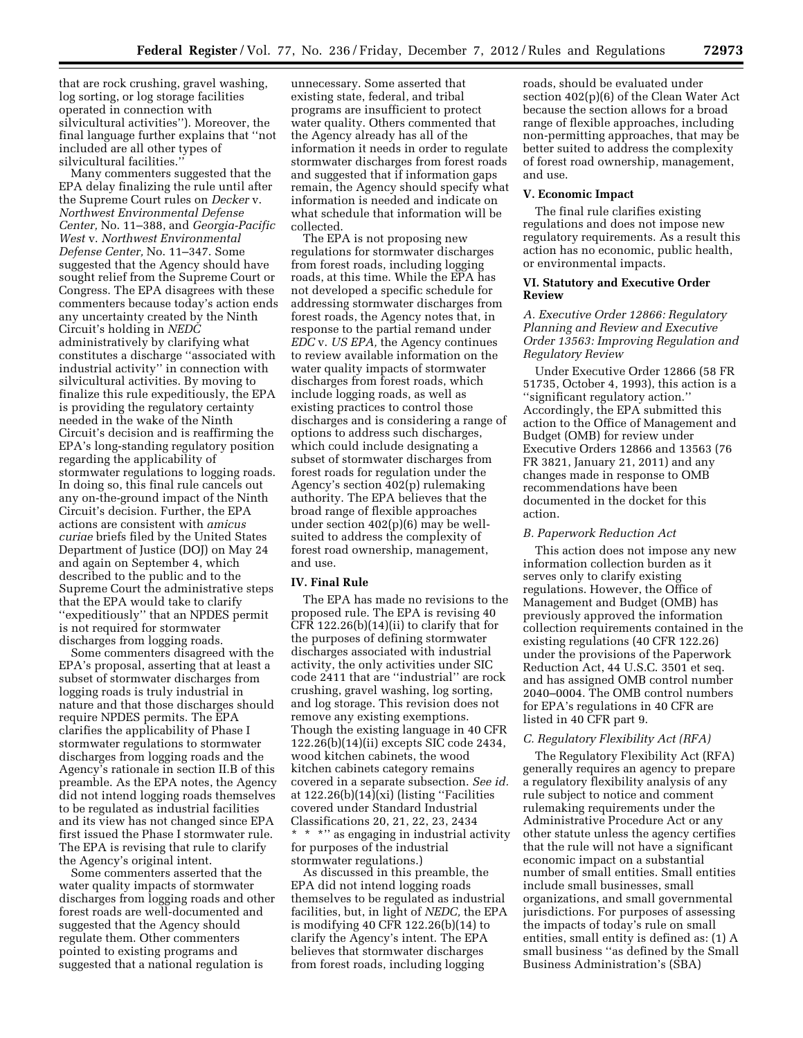that are rock crushing, gravel washing, log sorting, or log storage facilities operated in connection with silvicultural activities''). Moreover, the final language further explains that ''not included are all other types of silvicultural facilities.''

Many commenters suggested that the EPA delay finalizing the rule until after the Supreme Court rules on *Decker* v. *Northwest Environmental Defense Center,* No. 11–388, and *Georgia-Pacific West* v. *Northwest Environmental Defense Center,* No. 11–347. Some suggested that the Agency should have sought relief from the Supreme Court or Congress. The EPA disagrees with these commenters because today's action ends any uncertainty created by the Ninth Circuit's holding in *NEDC* administratively by clarifying what constitutes a discharge ''associated with industrial activity'' in connection with silvicultural activities. By moving to finalize this rule expeditiously, the EPA is providing the regulatory certainty needed in the wake of the Ninth Circuit's decision and is reaffirming the EPA's long-standing regulatory position regarding the applicability of stormwater regulations to logging roads. In doing so, this final rule cancels out any on-the-ground impact of the Ninth Circuit's decision. Further, the EPA actions are consistent with *amicus curiae* briefs filed by the United States Department of Justice (DOJ) on May 24 and again on September 4, which described to the public and to the Supreme Court the administrative steps that the EPA would take to clarify ''expeditiously'' that an NPDES permit is not required for stormwater discharges from logging roads.

Some commenters disagreed with the EPA's proposal, asserting that at least a subset of stormwater discharges from logging roads is truly industrial in nature and that those discharges should require NPDES permits. The EPA clarifies the applicability of Phase I stormwater regulations to stormwater discharges from logging roads and the Agency's rationale in section II.B of this preamble. As the EPA notes, the Agency did not intend logging roads themselves to be regulated as industrial facilities and its view has not changed since EPA first issued the Phase I stormwater rule. The EPA is revising that rule to clarify the Agency's original intent.

Some commenters asserted that the water quality impacts of stormwater discharges from logging roads and other forest roads are well-documented and suggested that the Agency should regulate them. Other commenters pointed to existing programs and suggested that a national regulation is unnecessary. Some asserted that existing state, federal, and tribal programs are insufficient to protect water quality. Others commented that the Agency already has all of the information it needs in order to regulate stormwater discharges from forest roads and suggested that if information gaps remain, the Agency should specify what information is needed and indicate on what schedule that information will be collected.

The EPA is not proposing new regulations for stormwater discharges from forest roads, including logging roads, at this time. While the EPA has not developed a specific schedule for addressing stormwater discharges from forest roads, the Agency notes that, in response to the partial remand under *EDC* v. *US EPA,* the Agency continues to review available information on the water quality impacts of stormwater discharges from forest roads, which include logging roads, as well as existing practices to control those discharges and is considering a range of options to address such discharges, which could include designating a subset of stormwater discharges from forest roads for regulation under the Agency's section 402(p) rulemaking authority. The EPA believes that the broad range of flexible approaches under section 402(p)(6) may be well-suited to address the complexity of forest road ownership, management, and use.

## IV. Final Rule

The EPA has made no revisions to the proposed rule. The EPA is revising 40 CFR 122.26(b)(14)(ii) to clarify that for the purposes of defining stormwater discharges associated with industrial activity, the only activities under SIC code 2411 that are ''industrial'' are rock crushing, gravel washing, log sorting, and log storage. This revision does not remove any existing exemptions. Though the existing language in 40 CFR 122.26(b)(14)(ii) excepts SIC code 2434, wood kitchen cabinets, the wood kitchen cabinets category remains covered in a separate subsection. *See id.* at 122.26(b)(14)(xi) (listing ''Facilities covered under Standard Industrial Classifications 20, 21, 22, 23, 2434 * * *'' as engaging in industrial activity for purposes of the industrial stormwater regulations.)

As discussed in this preamble, the EPA did not intend logging roads themselves to be regulated as industrial facilities, but, in light of *NEDC,* the EPA is modifying 40 CFR 122.26(b)(14) to clarify the Agency's intent. The EPA believes that stormwater discharges from forest roads, including logging roads, should be evaluated under section 402(p)(6) of the Clean Water Act because the section allows for a broad range of flexible approaches, including non-permitting approaches, that may be better suited to address the complexity of forest road ownership, management, and use.

## V. Economic Impact

The final rule clarifies existing regulations and does not impose new regulatory requirements. As a result this action has no economic, public health, or environmental impacts.

## VI. Statutory and Executive Order Review

### *A. Executive Order 12866: Regulatory Planning and Review and Executive Order 13563: Improving Regulation and Regulatory Review*

Under Executive Order 12866 (58 FR 51735, October 4, 1993), this action is a ''significant regulatory action.'' Accordingly, the EPA submitted this action to the Office of Management and Budget (OMB) for review under Executive Orders 12866 and 13563 (76 FR 3821, January 21, 2011) and any changes made in response to OMB recommendations have been documented in the docket for this action.

### *B. Paperwork Reduction Act*

This action does not impose any new information collection burden as it serves only to clarify existing regulations. However, the Office of Management and Budget (OMB) has previously approved the information collection requirements contained in the existing regulations (40 CFR 122.26) under the provisions of the Paperwork Reduction Act, 44 U.S.C. 3501 et seq. and has assigned OMB control number 2040–0004. The OMB control numbers for EPA's regulations in 40 CFR are listed in 40 CFR part 9.

### *C. Regulatory Flexibility Act (RFA)*

The Regulatory Flexibility Act (RFA) generally requires an agency to prepare a regulatory flexibility analysis of any rule subject to notice and comment rulemaking requirements under the Administrative Procedure Act or any other statute unless the agency certifies that the rule will not have a significant economic impact on a substantial number of small entities. Small entities include small businesses, small organizations, and small governmental jurisdictions. For purposes of assessing the impacts of today's rule on small entities, small entity is defined as: (1) A small business ''as defined by the Small Business Administration's (SBA)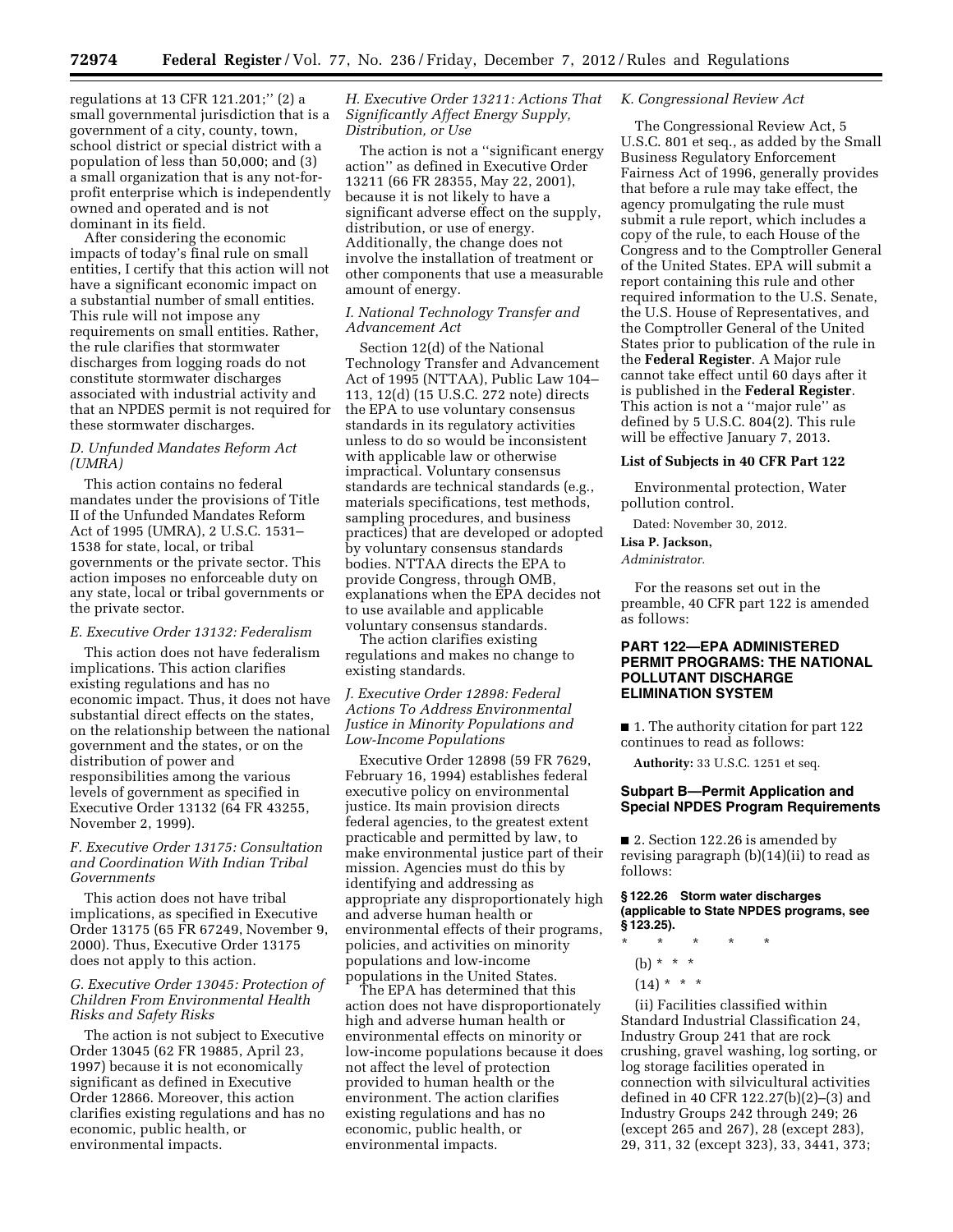regulations at 13 CFR 121.201;'' (2) a small governmental jurisdiction that is a government of a city, county, town, school district or special district with a population of less than 50,000; and (3) a small organization that is any not-for-profit enterprise which is independently owned and operated and is not dominant in its field.

After considering the economic impacts of today's final rule on small entities, I certify that this action will not have a significant economic impact on a substantial number of small entities. This rule will not impose any requirements on small entities. Rather, the rule clarifies that stormwater discharges from logging roads do not constitute stormwater discharges associated with industrial activity and that an NPDES permit is not required for these stormwater discharges.

### *D. Unfunded Mandates Reform Act (UMRA)*

This action contains no federal mandates under the provisions of Title II of the Unfunded Mandates Reform Act of 1995 (UMRA), 2 U.S.C. 1531–1538 for state, local, or tribal governments or the private sector. This action imposes no enforceable duty on any state, local or tribal governments or the private sector.

### *E. Executive Order 13132: Federalism*

This action does not have federalism implications. This action clarifies existing regulations and has no economic impact. Thus, it does not have substantial direct effects on the states, on the relationship between the national government and the states, or on the distribution of power and responsibilities among the various levels of government as specified in Executive Order 13132 (64 FR 43255, November 2, 1999).

### *F. Executive Order 13175: Consultation and Coordination With Indian Tribal Governments*

This action does not have tribal implications, as specified in Executive Order 13175 (65 FR 67249, November 9, 2000). Thus, Executive Order 13175 does not apply to this action.

### *G. Executive Order 13045: Protection of Children From Environmental Health Risks and Safety Risks*

The action is not subject to Executive Order 13045 (62 FR 19885, April 23, 1997) because it is not economically significant as defined in Executive Order 12866. Moreover, this action clarifies existing regulations and has no economic, public health, or environmental impacts.

### *H. Executive Order 13211: Actions That Significantly Affect Energy Supply, Distribution, or Use*

The action is not a ''significant energy action'' as defined in Executive Order 13211 (66 FR 28355, May 22, 2001), because it is not likely to have a significant adverse effect on the supply, distribution, or use of energy. Additionally, the change does not involve the installation of treatment or other components that use a measurable amount of energy.

### *I. National Technology Transfer and Advancement Act*

Section 12(d) of the National Technology Transfer and Advancement Act of 1995 (NTTAA), Public Law 104–113, 12(d) (15 U.S.C. 272 note) directs the EPA to use voluntary consensus standards in its regulatory activities unless to do so would be inconsistent with applicable law or otherwise impractical. Voluntary consensus standards are technical standards (e.g., materials specifications, test methods, sampling procedures, and business practices) that are developed or adopted by voluntary consensus standards bodies. NTTAA directs the EPA to provide Congress, through OMB, explanations when the EPA decides not to use available and applicable voluntary consensus standards.

The action clarifies existing regulations and makes no change to existing standards.

### *J. Executive Order 12898: Federal Actions To Address Environmental Justice in Minority Populations and Low-Income Populations*

Executive Order 12898 (59 FR 7629, February 16, 1994) establishes federal executive policy on environmental justice. Its main provision directs federal agencies, to the greatest extent practicable and permitted by law, to make environmental justice part of their mission. Agencies must do this by identifying and addressing as appropriate any disproportionately high and adverse human health or environmental effects of their programs, policies, and activities on minority populations and low-income populations in the United States.

The EPA has determined that this action does not have disproportionately high and adverse human health or environmental effects on minority or low-income populations because it does not affect the level of protection provided to human health or the environment. The action clarifies existing regulations and has no economic, public health, or environmental impacts.

### *K. Congressional Review Act*

The Congressional Review Act, 5 U.S.C. 801 et seq., as added by the Small Business Regulatory Enforcement Fairness Act of 1996, generally provides that before a rule may take effect, the agency promulgating the rule must submit a rule report, which includes a copy of the rule, to each House of the Congress and to the Comptroller General of the United States. EPA will submit a report containing this rule and other required information to the U.S. Senate, the U.S. House of Representatives, and the Comptroller General of the United States prior to publication of the rule in the **Federal Register**. A Major rule cannot take effect until 60 days after it is published in the **Federal Register**. This action is not a ''major rule'' as defined by 5 U.S.C. 804(2). This rule will be effective January 7, 2013.

**List of Subjects in 40 CFR Part 122**

Environmental protection, Water pollution control.

Dated: November 30, 2012.

**Lisa P. Jackson,**

*Administrator.*

For the reasons set out in the preamble, 40 CFR part 122 is amended as follows:

## PART 122—EPA ADMINISTERED PERMIT PROGRAMS: THE NATIONAL POLLUTANT DISCHARGE ELIMINATION SYSTEM

■ 1. The authority citation for part 122 continues to read as follows:

**Authority:** 33 U.S.C. 1251 et seq.

### Subpart B—Permit Application and Special NPDES Program Requirements

■ 2. Section 122.26 is amended by revising paragraph (b)(14)(ii) to read as follows:

**§ 122.26 Storm water discharges (applicable to State NPDES programs, see § 123.25).**

\* \* \* \* \*

(b) \* \* \*

(14) \* \* \*

(ii) Facilities classified within Standard Industrial Classification 24, Industry Group 241 that are rock crushing, gravel washing, log sorting, or log storage facilities operated in connection with silvicultural activities defined in 40 CFR 122.27(b)(2)–(3) and Industry Groups 242 through 249; 26 (except 265 and 267), 28 (except 283), 29, 311, 32 (except 323), 33, 3441, 373;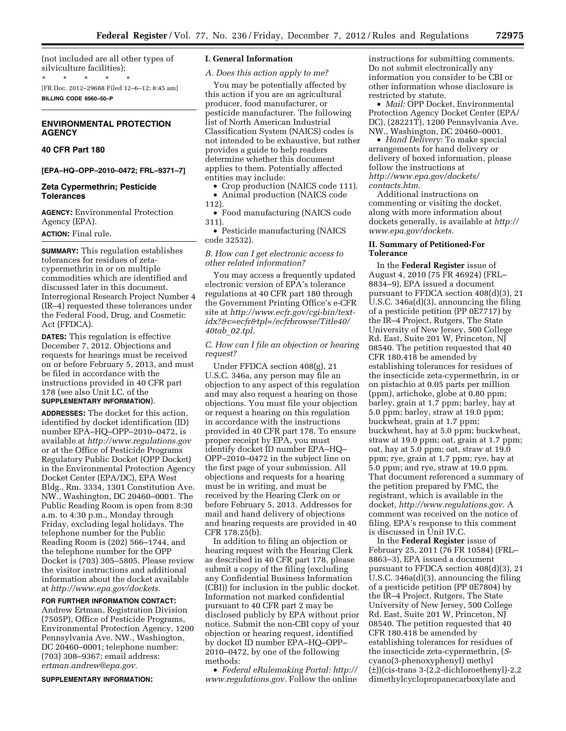(not included are all other types of silviculture facilities);

\* \* \* \* \*

[FR Doc. 2012–29688 Filed 12–6–12; 8:45 am]

**BILLING CODE 6560–50–P**

## ENVIRONMENTAL PROTECTION AGENCY

### 40 CFR Part 180

**[EPA–HQ–OPP–2010–0472; FRL–9371–7]**

### Zeta Cypermethrin; Pesticide Tolerances

**AGENCY:** Environmental Protection Agency (EPA).

**ACTION:** Final rule.

**SUMMARY:** This regulation establishes tolerances for residues of zeta-cypermethrin in or on multiple commodities which are identified and discussed later in this document. Interregional Research Project Number 4 (IR–4) requested these tolerances under the Federal Food, Drug, and Cosmetic Act (FFDCA).

**DATES:** This regulation is effective December 7, 2012. Objections and requests for hearings must be received on or before February 5, 2013, and must be filed in accordance with the instructions provided in 40 CFR part 178 (see also Unit I.C. of the **SUPPLEMENTARY INFORMATION**).

**ADDRESSES:** The docket for this action, identified by docket identification (ID) number EPA–HQ–OPP–2010–0472, is available at *http://www.regulations.gov* or at the Office of Pesticide Programs Regulatory Public Docket (OPP Docket) in the Environmental Protection Agency Docket Center (EPA/DC), EPA West Bldg., Rm. 3334, 1301 Constitution Ave. NW., Washington, DC 20460–0001. The Public Reading Room is open from 8:30 a.m. to 4:30 p.m., Monday through Friday, excluding legal holidays. The telephone number for the Public Reading Room is (202) 566–1744, and the telephone number for the OPP Docket is (703) 305–5805. Please review the visitor instructions and additional information about the docket available at *http://www.epa.gov/dockets.*

**FOR FURTHER INFORMATION CONTACT:** Andrew Ertman, Registration Division (7505P), Office of Pesticide Programs, Environmental Protection Agency, 1200 Pennsylvania Ave. NW., Washington, DC 20460–0001; telephone number: (703) 308–9367; email address: *ertman.andrew@epa.gov.*

**SUPPLEMENTARY INFORMATION:**

### I. General Information

*A. Does this action apply to me?*

You may be potentially affected by this action if you are an agricultural producer, food manufacturer, or pesticide manufacturer. The following list of North American Industrial Classification System (NAICS) codes is not intended to be exhaustive, but rather provides a guide to help readers determine whether this document applies to them. Potentially affected entities may include:

- Crop production (NAICS code 111).
- Animal production (NAICS code 112).
- Food manufacturing (NAICS code 311).
- Pesticide manufacturing (NAICS code 32532).

*B. How can I get electronic access to other related information?*

You may access a frequently updated electronic version of EPA's tolerance regulations at 40 CFR part 180 through the Government Printing Office's e-CFR site at *http://www.ecfr.gov/cgi-bin/text-idx?&c=ecfr&tpl=/ecfrbrowse/Title40/40tab_02.tpl.*

*C. How can I file an objection or hearing request?*

Under FFDCA section 408(g), 21 U.S.C. 346a, any person may file an objection to any aspect of this regulation and may also request a hearing on those objections. You must file your objection or request a hearing on this regulation in accordance with the instructions provided in 40 CFR part 178. To ensure proper receipt by EPA, you must identify docket ID number EPA–HQ–OPP–2010–0472 in the subject line on the first page of your submission. All objections and requests for a hearing must be in writing, and must be received by the Hearing Clerk on or before February 5, 2013. Addresses for mail and hand delivery of objections and hearing requests are provided in 40 CFR 178.25(b).

In addition to filing an objection or hearing request with the Hearing Clerk as described in 40 CFR part 178, please submit a copy of the filing (excluding any Confidential Business Information (CBI)) for inclusion in the public docket. Information not marked confidential pursuant to 40 CFR part 2 may be disclosed publicly by EPA without prior notice. Submit the non-CBI copy of your objection or hearing request, identified by docket ID number EPA–HQ–OPP–2010–0472, by one of the following methods:

- *Federal eRulemaking Portal: http://www.regulations.gov.* Follow the online instructions for submitting comments. Do not submit electronically any information you consider to be CBI or other information whose disclosure is restricted by statute.
- *Mail:* OPP Docket, Environmental Protection Agency Docket Center (EPA/DC), (28221T), 1200 Pennsylvania Ave. NW., Washington, DC 20460–0001.
- *Hand Delivery:* To make special arrangements for hand delivery or delivery of boxed information, please follow the instructions at *http://www.epa.gov/dockets/contacts.htm.*

Additional instructions on commenting or visiting the docket, along with more information about dockets generally, is available at *http://www.epa.gov/dockets.*

### II. Summary of Petitioned-For Tolerance

In the **Federal Register** issue of August 4, 2010 (75 FR 46924) (FRL–8834–9), EPA issued a document pursuant to FFDCA section 408(d)(3), 21 U.S.C. 346a(d)(3), announcing the filing of a pesticide petition (PP 0E7717) by the IR–4 Project, Rutgers, The State University of New Jersey, 500 College Rd. East, Suite 201 W, Princeton, NJ 08540. The petition requested that 40 CFR 180.418 be amended by establishing tolerances for residues of the insecticide zeta-cypermethrin, in or on pistachio at 0.05 parts per million (ppm), artichoke, globe at 0.80 ppm; barley, grain at 1.7 ppm; barley, hay at 5.0 ppm; barley, straw at 19.0 ppm; buckwheat, grain at 1.7 ppm; buckwheat, hay at 5.0 ppm; buckwheat, straw at 19.0 ppm; oat, grain at 1.7 ppm; oat, hay at 5.0 ppm; oat, straw at 19.0 ppm; rye, grain at 1.7 ppm; rye, hay at 5.0 ppm; and rye, straw at 19.0 ppm. That document referenced a summary of the petition prepared by FMC, the registrant, which is available in the docket, *http://www.regulations.gov.* A comment was received on the notice of filing. EPA's response to this comment is discussed in Unit IV.C.

In the **Federal Register** issue of February 25, 2011 (76 FR 10584) (FRL–8863–3), EPA issued a document pursuant to FFDCA section 408(d)(3), 21 U.S.C. 346a(d)(3), announcing the filing of a pesticide petition (PP 0E7804) by the IR–4 Project, Rutgers, The State University of New Jersey, 500 College Rd. East, Suite 201 W, Princeton, NJ 08540. The petition requested that 40 CFR 180.418 be amended by establishing tolerances for residues of the insecticide zeta-cypermethrin, (*S*-cyano(3-phenoxyphenyl) methyl (±))(cis-trans 3-(2,2-dichloroethenyl)-2,2 dimethylcyclopropanecarboxylate and